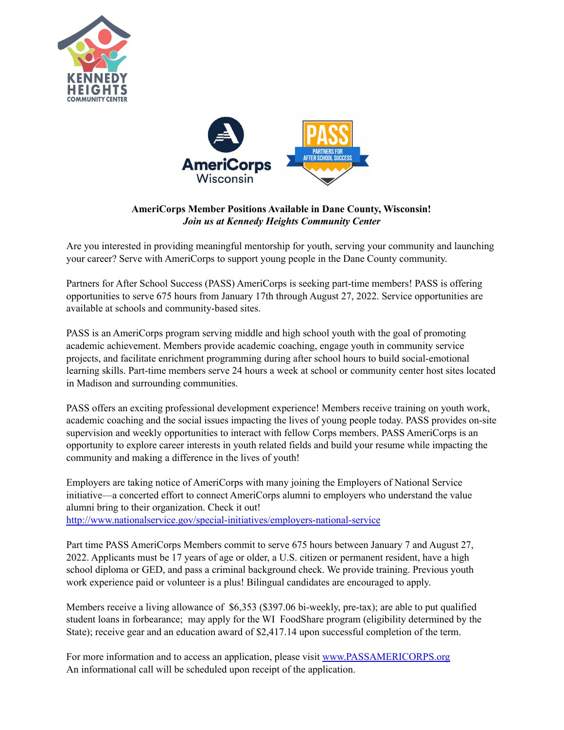**AmeriCorps Member Positions Available in Dane County, Wisconsin!**
***Join us at Kennedy Heights Community Center***

Are you interested in providing meaningful mentorship for youth, serving your community and launching your career? Serve with AmeriCorps to support young people in the Dane County community.

Partners for After School Success (PASS) AmeriCorps is seeking part-time members! PASS is offering opportunities to serve 675 hours from January 17th through August 27, 2022. Service opportunities are available at schools and community-based sites.

PASS is an AmeriCorps program serving middle and high school youth with the goal of promoting academic achievement. Members provide academic coaching, engage youth in community service projects, and facilitate enrichment programming during after school hours to build social-emotional learning skills. Part-time members serve 24 hours a week at school or community center host sites located in Madison and surrounding communities.

PASS offers an exciting professional development experience! Members receive training on youth work, academic coaching and the social issues impacting the lives of young people today. PASS provides on-site supervision and weekly opportunities to interact with fellow Corps members. PASS AmeriCorps is an opportunity to explore career interests in youth related fields and build your resume while impacting the community and making a difference in the lives of youth!

Employers are taking notice of AmeriCorps with many joining the Employers of National Service initiative—a concerted effort to connect AmeriCorps alumni to employers who understand the value alumni bring to their organization. Check it out!
[http://www.nationalservice.gov/special-initiatives/employers-national-service](http://www.nationalservice.gov/special-initiatives/employers-national-service)

Part time PASS AmeriCorps Members commit to serve 675 hours between January 7 and August 27, 2022. Applicants must be 17 years of age or older, a U.S. citizen or permanent resident, have a high school diploma or GED, and pass a criminal background check. We provide training. Previous youth work experience paid or volunteer is a plus! Bilingual candidates are encouraged to apply.

Members receive a living allowance of $6,353 ($397.06 bi-weekly, pre-tax); are able to put qualified student loans in forbearance; may apply for the WI FoodShare program (eligibility determined by the State); receive gear and an education award of $2,417.14 upon successful completion of the term.

For more information and to access an application, please visit [www.PASSAMERICORPS.org](http://www.PASSAMERICORPS.org)
An informational call will be scheduled upon receipt of the application.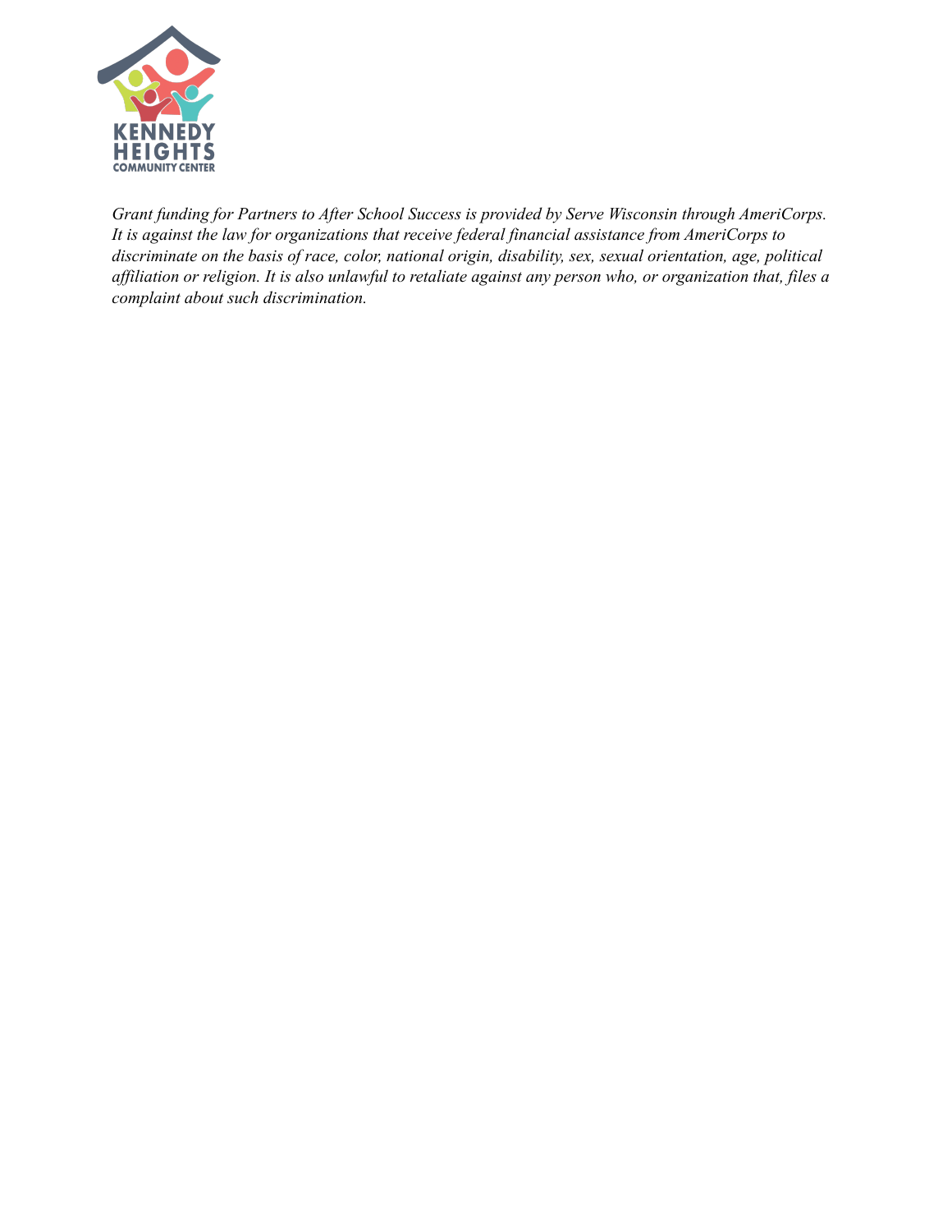*Grant funding for Partners to After School Success is provided by Serve Wisconsin through AmeriCorps. It is against the law for organizations that receive federal financial assistance from AmeriCorps to discriminate on the basis of race, color, national origin, disability, sex, sexual orientation, age, political affiliation or religion. It is also unlawful to retaliate against any person who, or organization that, files a complaint about such discrimination.*